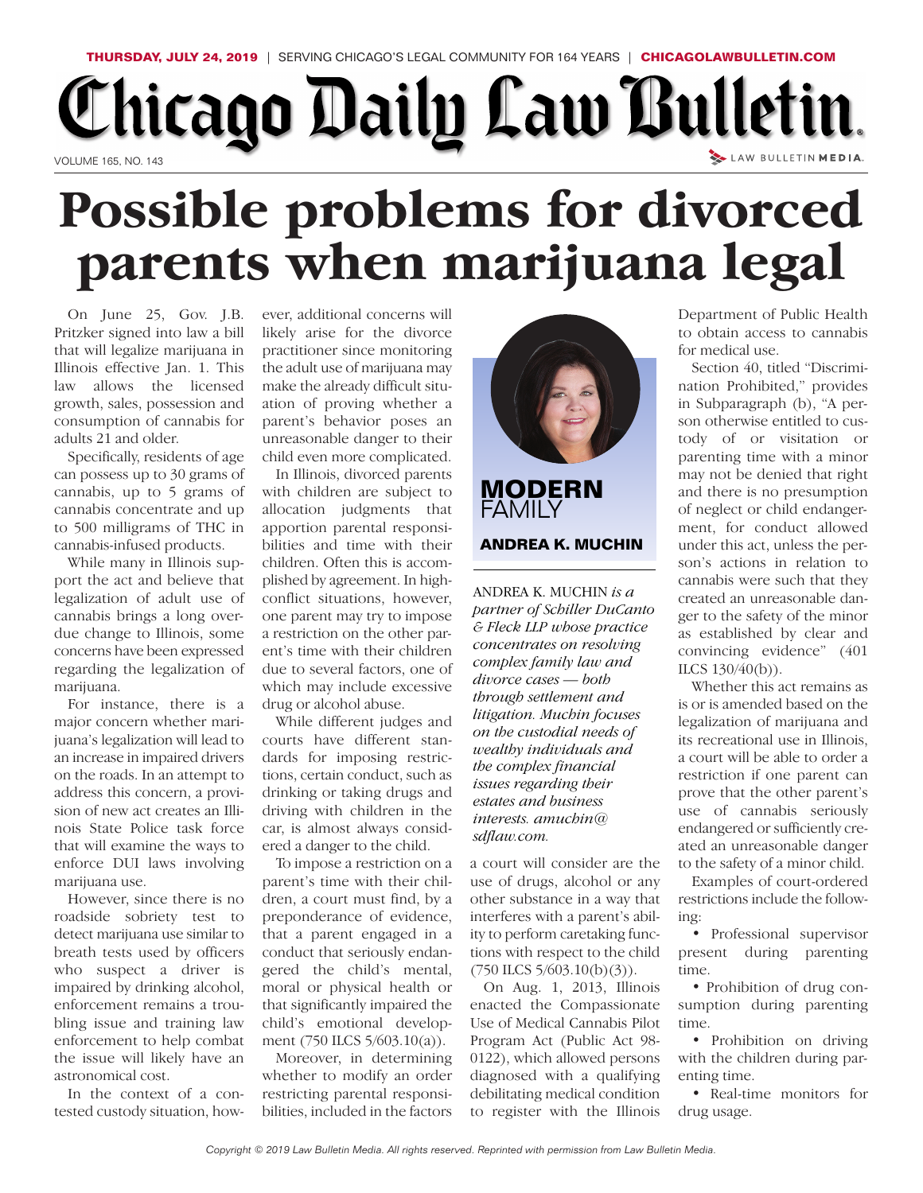THURSDAY, JULY 24, 2019 | SERVING CHICAGO'S LEGAL COMMUNITY FOR 164 YEARS | CHICAGOLAWBULLETIN.COM

# Chicago Daily Law Bulletin

VOLUME 165, NO. 143

# Possible problems for divorced parents when marijuana legal

**MODERN FAMILY**

**ANDREA K. MUCHIN**

*ANDREA K. MUCHIN is a partner of Schiller DuCanto & Fleck LLP whose practice concentrates on resolving complex family law and divorce cases — both through settlement and litigation. Muchin focuses on the custodial needs of wealthy individuals and the complex financial issues regarding their estates and business interests. amuchin@sdflaw.com.*

On June 25, Gov. J.B. Pritzker signed into law a bill that will legalize marijuana in Illinois effective Jan. 1. This law allows the licensed growth, sales, possession and consumption of cannabis for adults 21 and older.

Specifically, residents of age can possess up to 30 grams of cannabis, up to 5 grams of cannabis concentrate and up to 500 milligrams of THC in cannabis-infused products.

While many in Illinois support the act and believe that legalization of adult use of cannabis brings a long overdue change to Illinois, some concerns have been expressed regarding the legalization of marijuana.

For instance, there is a major concern whether marijuana's legalization will lead to an increase in impaired drivers on the roads. In an attempt to address this concern, a provision of new act creates an Illinois State Police task force that will examine the ways to enforce DUI laws involving marijuana use.

However, since there is no roadside sobriety test to detect marijuana use similar to breath tests used by officers who suspect a driver is impaired by drinking alcohol, enforcement remains a troubling issue and training law enforcement to help combat the issue will likely have an astronomical cost.

In the context of a contested custody situation, however, additional concerns will likely arise for the divorce practitioner since monitoring the adult use of marijuana may make the already difficult situation of proving whether a parent's behavior poses an unreasonable danger to their child even more complicated.

In Illinois, divorced parents with children are subject to allocation judgments that apportion parental responsibilities and time with their children. Often this is accomplished by agreement. In high-conflict situations, however, one parent may try to impose a restriction on the other parent's time with their children due to several factors, one of which may include excessive drug or alcohol abuse.

While different judges and courts have different standards for imposing restrictions, certain conduct, such as drinking or taking drugs and driving with children in the car, is almost always considered a danger to the child.

To impose a restriction on a parent's time with their children, a court must find, by a preponderance of evidence, that a parent engaged in a conduct that seriously endangered the child's mental, moral or physical health or that significantly impaired the child's emotional development (750 ILCS 5/603.10(a)).

Moreover, in determining whether to modify an order restricting parental responsibilities, included in the factors a court will consider are the use of drugs, alcohol or any other substance in a way that interferes with a parent's ability to perform caretaking functions with respect to the child (750 ILCS 5/603.10(b)(3)).

On Aug. 1, 2013, Illinois enacted the Compassionate Use of Medical Cannabis Pilot Program Act (Public Act 98-0122), which allowed persons diagnosed with a qualifying debilitating medical condition to register with the Illinois Department of Public Health to obtain access to cannabis for medical use.

Section 40, titled "Discrimination Prohibited," provides in Subparagraph (b), "A person otherwise entitled to custody of or visitation or parenting time with a minor may not be denied that right and there is no presumption of neglect or child endangerment, for conduct allowed under this act, unless the person's actions in relation to cannabis were such that they created an unreasonable danger to the safety of the minor as established by clear and convincing evidence" (401 ILCS 130/40(b)).

Whether this act remains as is or is amended based on the legalization of marijuana and its recreational use in Illinois, a court will be able to order a restriction if one parent can prove that the other parent's use of cannabis seriously endangered or sufficiently created an unreasonable danger to the safety of a minor child.

Examples of court-ordered restrictions include the following:

- Professional supervisor present during parenting time.
- Prohibition of drug consumption during parenting time.
- Prohibition on driving with the children during parenting time.
- Real-time monitors for drug usage.

Copyright © 2019 Law Bulletin Media. All rights reserved. Reprinted with permission from Law Bulletin Media.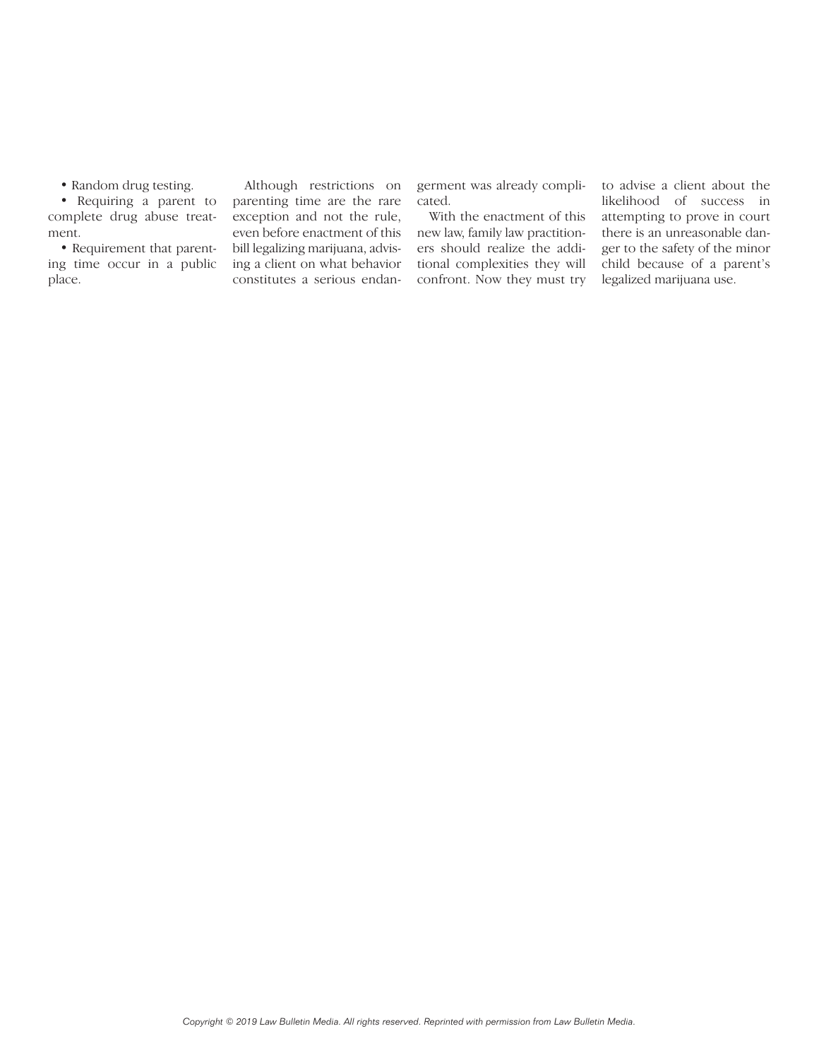- Random drug testing.
- Requiring a parent to complete drug abuse treatment.
- Requirement that parenting time occur in a public place.

Although restrictions on parenting time are the rare exception and not the rule, even before enactment of this bill legalizing marijuana, advising a client on what behavior constitutes a serious endangerment was already complicated.

With the enactment of this new law, family law practitioners should realize the additional complexities they will confront. Now they must try to advise a client about the likelihood of success in attempting to prove in court there is an unreasonable danger to the safety of the minor child because of a parent's legalized marijuana use.

*Copyright © 2019 Law Bulletin Media. All rights reserved. Reprinted with permission from Law Bulletin Media.*